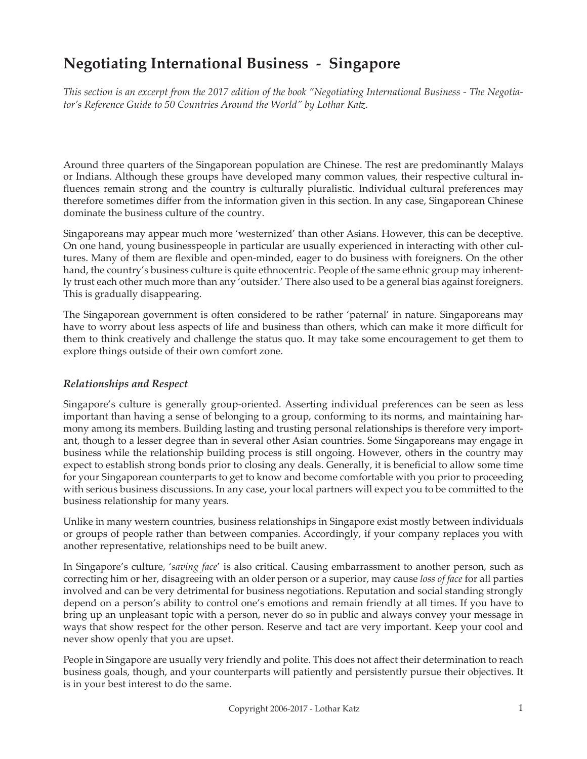# Negotiating International Business - Singapore

*This section is an excerpt from the 2017 edition of the book "Negotiating International Business - The Negotiator's Reference Guide to 50 Countries Around the World" by Lothar Katz.*

Around three quarters of the Singaporean population are Chinese. The rest are predominantly Malays or Indians. Although these groups have developed many common values, their respective cultural influences remain strong and the country is culturally pluralistic. Individual cultural preferences may therefore sometimes differ from the information given in this section. In any case, Singaporean Chinese dominate the business culture of the country.

Singaporeans may appear much more 'westernized' than other Asians. However, this can be deceptive. On one hand, young businesspeople in particular are usually experienced in interacting with other cultures. Many of them are flexible and open-minded, eager to do business with foreigners. On the other hand, the country's business culture is quite ethnocentric. People of the same ethnic group may inherently trust each other much more than any 'outsider.' There also used to be a general bias against foreigners. This is gradually disappearing.

The Singaporean government is often considered to be rather 'paternal' in nature. Singaporeans may have to worry about less aspects of life and business than others, which can make it more difficult for them to think creatively and challenge the status quo. It may take some encouragement to get them to explore things outside of their own comfort zone.

### *Relationships and Respect*

Singapore's culture is generally group-oriented. Asserting individual preferences can be seen as less important than having a sense of belonging to a group, conforming to its norms, and maintaining harmony among its members. Building lasting and trusting personal relationships is therefore very important, though to a lesser degree than in several other Asian countries. Some Singaporeans may engage in business while the relationship building process is still ongoing. However, others in the country may expect to establish strong bonds prior to closing any deals. Generally, it is beneficial to allow some time for your Singaporean counterparts to get to know and become comfortable with you prior to proceeding with serious business discussions. In any case, your local partners will expect you to be committed to the business relationship for many years.

Unlike in many western countries, business relationships in Singapore exist mostly between individuals or groups of people rather than between companies. Accordingly, if your company replaces you with another representative, relationships need to be built anew.

In Singapore's culture, '*saving face*' is also critical. Causing embarrassment to another person, such as correcting him or her, disagreeing with an older person or a superior, may cause *loss of face* for all parties involved and can be very detrimental for business negotiations. Reputation and social standing strongly depend on a person's ability to control one's emotions and remain friendly at all times. If you have to bring up an unpleasant topic with a person, never do so in public and always convey your message in ways that show respect for the other person. Reserve and tact are very important. Keep your cool and never show openly that you are upset.

People in Singapore are usually very friendly and polite. This does not affect their determination to reach business goals, though, and your counterparts will patiently and persistently pursue their objectives. It is in your best interest to do the same.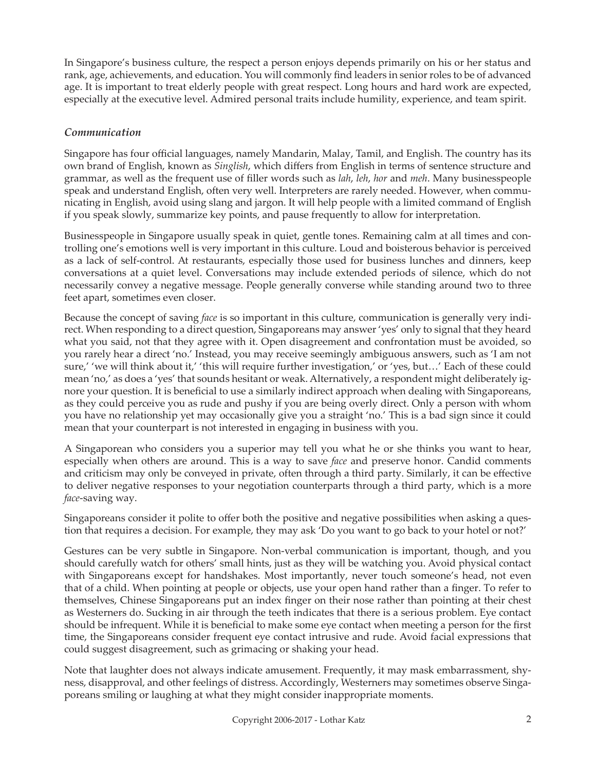In Singapore's business culture, the respect a person enjoys depends primarily on his or her status and rank, age, achievements, and education. You will commonly find leaders in senior roles to be of advanced age. It is important to treat elderly people with great respect. Long hours and hard work are expected, especially at the executive level. Admired personal traits include humility, experience, and team spirit.

### *Communication*

Singapore has four official languages, namely Mandarin, Malay, Tamil, and English. The country has its own brand of English, known as *Singlish*, which differs from English in terms of sentence structure and grammar, as well as the frequent use of filler words such as *lah*, *leh*, *hor* and *meh*. Many businesspeople speak and understand English, often very well. Interpreters are rarely needed. However, when communicating in English, avoid using slang and jargon. It will help people with a limited command of English if you speak slowly, summarize key points, and pause frequently to allow for interpretation.

Businesspeople in Singapore usually speak in quiet, gentle tones. Remaining calm at all times and controlling one's emotions well is very important in this culture. Loud and boisterous behavior is perceived as a lack of self-control. At restaurants, especially those used for business lunches and dinners, keep conversations at a quiet level. Conversations may include extended periods of silence, which do not necessarily convey a negative message. People generally converse while standing around two to three feet apart, sometimes even closer.

Because the concept of saving *face* is so important in this culture, communication is generally very indirect. When responding to a direct question, Singaporeans may answer 'yes' only to signal that they heard what you said, not that they agree with it. Open disagreement and confrontation must be avoided, so you rarely hear a direct 'no.' Instead, you may receive seemingly ambiguous answers, such as 'I am not sure,' 'we will think about it,' 'this will require further investigation,' or 'yes, but…' Each of these could mean 'no,' as does a 'yes' that sounds hesitant or weak. Alternatively, a respondent might deliberately ignore your question. It is beneficial to use a similarly indirect approach when dealing with Singaporeans, as they could perceive you as rude and pushy if you are being overly direct. Only a person with whom you have no relationship yet may occasionally give you a straight 'no.' This is a bad sign since it could mean that your counterpart is not interested in engaging in business with you.

A Singaporean who considers you a superior may tell you what he or she thinks you want to hear, especially when others are around. This is a way to save *face* and preserve honor. Candid comments and criticism may only be conveyed in private, often through a third party. Similarly, it can be effective to deliver negative responses to your negotiation counterparts through a third party, which is a more *face*-saving way.

Singaporeans consider it polite to offer both the positive and negative possibilities when asking a question that requires a decision. For example, they may ask 'Do you want to go back to your hotel or not?'

Gestures can be very subtle in Singapore. Non-verbal communication is important, though, and you should carefully watch for others' small hints, just as they will be watching you. Avoid physical contact with Singaporeans except for handshakes. Most importantly, never touch someone's head, not even that of a child. When pointing at people or objects, use your open hand rather than a finger. To refer to themselves, Chinese Singaporeans put an index finger on their nose rather than pointing at their chest as Westerners do. Sucking in air through the teeth indicates that there is a serious problem. Eye contact should be infrequent. While it is beneficial to make some eye contact when meeting a person for the first time, the Singaporeans consider frequent eye contact intrusive and rude. Avoid facial expressions that could suggest disagreement, such as grimacing or shaking your head.

Note that laughter does not always indicate amusement. Frequently, it may mask embarrassment, shyness, disapproval, and other feelings of distress. Accordingly, Westerners may sometimes observe Singaporeans smiling or laughing at what they might consider inappropriate moments.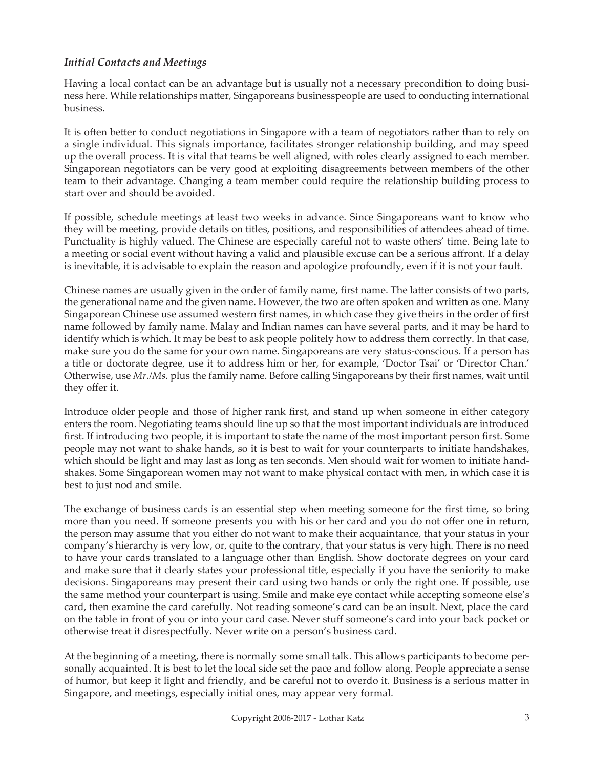### *Initial Contacts and Meetings*

Having a local contact can be an advantage but is usually not a necessary precondition to doing business here. While relationships matter, Singaporeans businesspeople are used to conducting international business.

It is often better to conduct negotiations in Singapore with a team of negotiators rather than to rely on a single individual. This signals importance, facilitates stronger relationship building, and may speed up the overall process. It is vital that teams be well aligned, with roles clearly assigned to each member. Singaporean negotiators can be very good at exploiting disagreements between members of the other team to their advantage. Changing a team member could require the relationship building process to start over and should be avoided.

If possible, schedule meetings at least two weeks in advance. Since Singaporeans want to know who they will be meeting, provide details on titles, positions, and responsibilities of attendees ahead of time. Punctuality is highly valued. The Chinese are especially careful not to waste others' time. Being late to a meeting or social event without having a valid and plausible excuse can be a serious affront. If a delay is inevitable, it is advisable to explain the reason and apologize profoundly, even if it is not your fault.

Chinese names are usually given in the order of family name, first name. The latter consists of two parts, the generational name and the given name. However, the two are often spoken and written as one. Many Singaporean Chinese use assumed western first names, in which case they give theirs in the order of first name followed by family name. Malay and Indian names can have several parts, and it may be hard to identify which is which. It may be best to ask people politely how to address them correctly. In that case, make sure you do the same for your own name. Singaporeans are very status-conscious. If a person has a title or doctorate degree, use it to address him or her, for example, 'Doctor Tsai' or 'Director Chan.' Otherwise, use *Mr./Ms.* plus the family name. Before calling Singaporeans by their first names, wait until they offer it.

Introduce older people and those of higher rank first, and stand up when someone in either category enters the room. Negotiating teams should line up so that the most important individuals are introduced first. If introducing two people, it is important to state the name of the most important person first. Some people may not want to shake hands, so it is best to wait for your counterparts to initiate handshakes, which should be light and may last as long as ten seconds. Men should wait for women to initiate handshakes. Some Singaporean women may not want to make physical contact with men, in which case it is best to just nod and smile.

The exchange of business cards is an essential step when meeting someone for the first time, so bring more than you need. If someone presents you with his or her card and you do not offer one in return, the person may assume that you either do not want to make their acquaintance, that your status in your company's hierarchy is very low, or, quite to the contrary, that your status is very high. There is no need to have your cards translated to a language other than English. Show doctorate degrees on your card and make sure that it clearly states your professional title, especially if you have the seniority to make decisions. Singaporeans may present their card using two hands or only the right one. If possible, use the same method your counterpart is using. Smile and make eye contact while accepting someone else's card, then examine the card carefully. Not reading someone's card can be an insult. Next, place the card on the table in front of you or into your card case. Never stuff someone's card into your back pocket or otherwise treat it disrespectfully. Never write on a person's business card.

At the beginning of a meeting, there is normally some small talk. This allows participants to become personally acquainted. It is best to let the local side set the pace and follow along. People appreciate a sense of humor, but keep it light and friendly, and be careful not to overdo it. Business is a serious matter in Singapore, and meetings, especially initial ones, may appear very formal.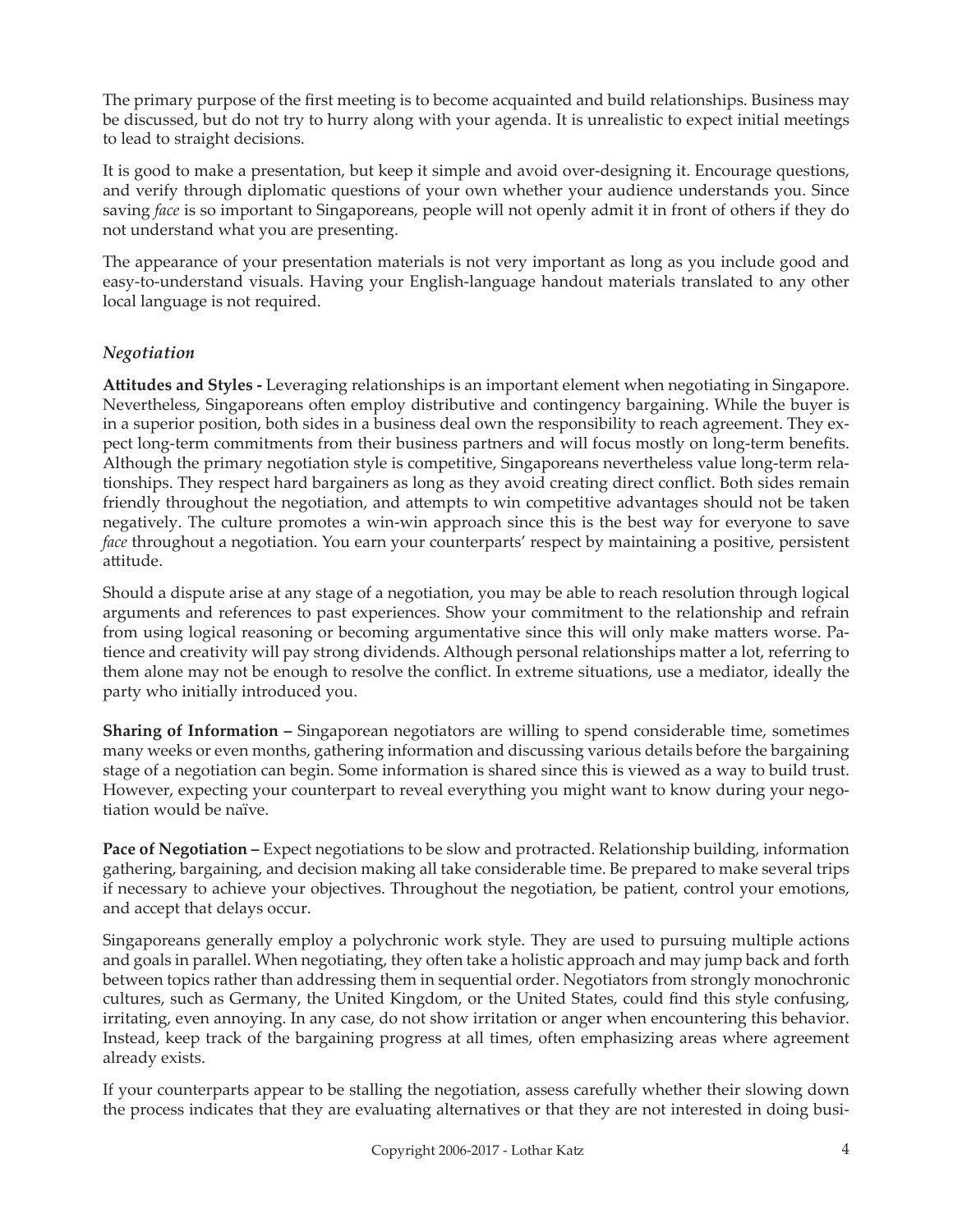The primary purpose of the first meeting is to become acquainted and build relationships. Business may be discussed, but do not try to hurry along with your agenda. It is unrealistic to expect initial meetings to lead to straight decisions.

It is good to make a presentation, but keep it simple and avoid over-designing it. Encourage questions, and verify through diplomatic questions of your own whether your audience understands you. Since saving *face* is so important to Singaporeans, people will not openly admit it in front of others if they do not understand what you are presenting.

The appearance of your presentation materials is not very important as long as you include good and easy-to-understand visuals. Having your English-language handout materials translated to any other local language is not required.

### *Negotiation*

**Attitudes and Styles -** Leveraging relationships is an important element when negotiating in Singapore. Nevertheless, Singaporeans often employ distributive and contingency bargaining. While the buyer is in a superior position, both sides in a business deal own the responsibility to reach agreement. They expect long-term commitments from their business partners and will focus mostly on long-term benefits. Although the primary negotiation style is competitive, Singaporeans nevertheless value long-term relationships. They respect hard bargainers as long as they avoid creating direct conflict. Both sides remain friendly throughout the negotiation, and attempts to win competitive advantages should not be taken negatively. The culture promotes a win-win approach since this is the best way for everyone to save *face* throughout a negotiation. You earn your counterparts' respect by maintaining a positive, persistent attitude.

Should a dispute arise at any stage of a negotiation, you may be able to reach resolution through logical arguments and references to past experiences. Show your commitment to the relationship and refrain from using logical reasoning or becoming argumentative since this will only make matters worse. Patience and creativity will pay strong dividends. Although personal relationships matter a lot, referring to them alone may not be enough to resolve the conflict. In extreme situations, use a mediator, ideally the party who initially introduced you.

**Sharing of Information –** Singaporean negotiators are willing to spend considerable time, sometimes many weeks or even months, gathering information and discussing various details before the bargaining stage of a negotiation can begin. Some information is shared since this is viewed as a way to build trust. However, expecting your counterpart to reveal everything you might want to know during your negotiation would be naïve.

**Pace of Negotiation –** Expect negotiations to be slow and protracted. Relationship building, information gathering, bargaining, and decision making all take considerable time. Be prepared to make several trips if necessary to achieve your objectives. Throughout the negotiation, be patient, control your emotions, and accept that delays occur.

Singaporeans generally employ a polychronic work style. They are used to pursuing multiple actions and goals in parallel. When negotiating, they often take a holistic approach and may jump back and forth between topics rather than addressing them in sequential order. Negotiators from strongly monochronic cultures, such as Germany, the United Kingdom, or the United States, could find this style confusing, irritating, even annoying. In any case, do not show irritation or anger when encountering this behavior. Instead, keep track of the bargaining progress at all times, often emphasizing areas where agreement already exists.

If your counterparts appear to be stalling the negotiation, assess carefully whether their slowing down the process indicates that they are evaluating alternatives or that they are not interested in doing busi-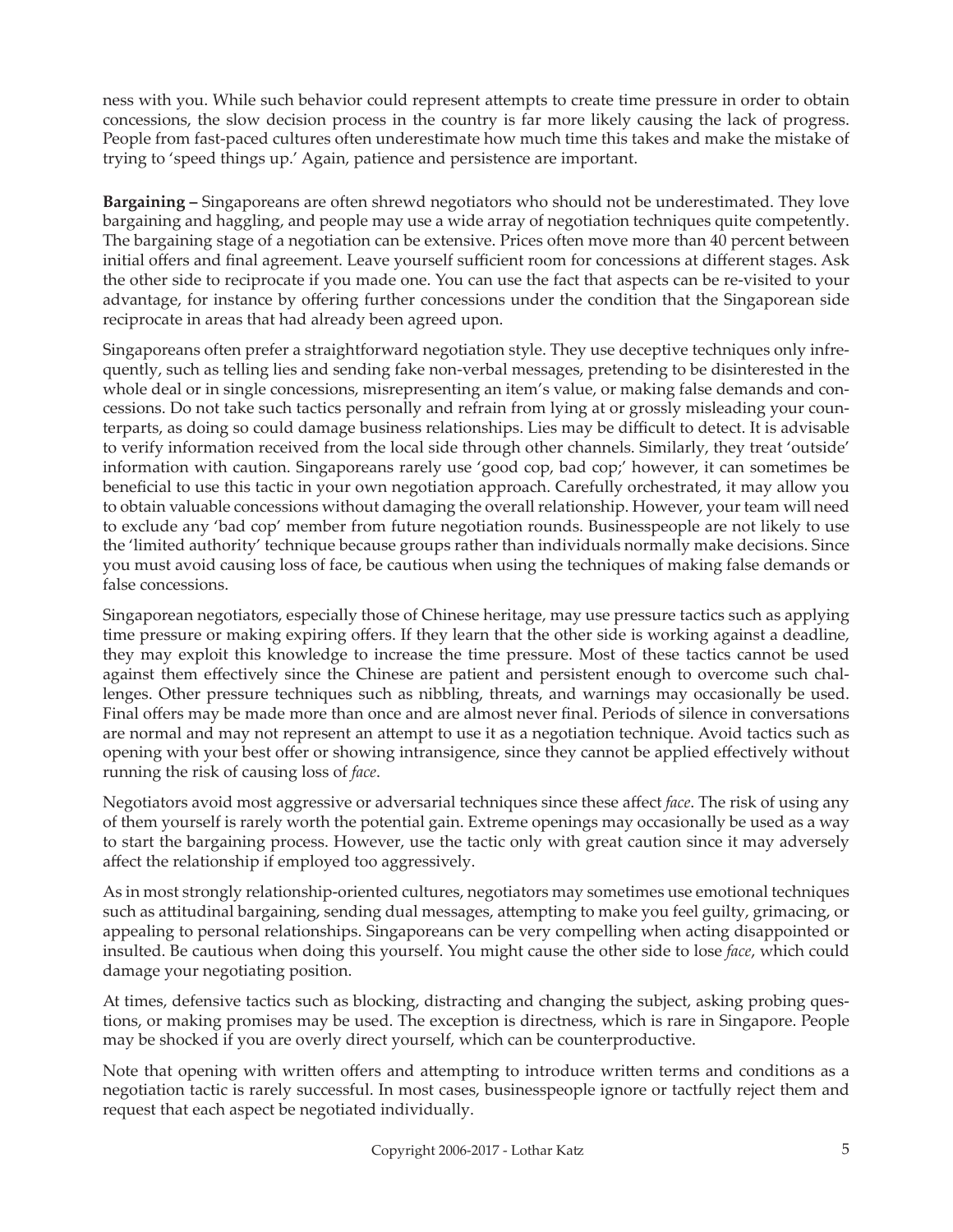ness with you. While such behavior could represent attempts to create time pressure in order to obtain concessions, the slow decision process in the country is far more likely causing the lack of progress. People from fast-paced cultures often underestimate how much time this takes and make the mistake of trying to 'speed things up.' Again, patience and persistence are important.

**Bargaining –** Singaporeans are often shrewd negotiators who should not be underestimated. They love bargaining and haggling, and people may use a wide array of negotiation techniques quite competently. The bargaining stage of a negotiation can be extensive. Prices often move more than 40 percent between initial offers and final agreement. Leave yourself sufficient room for concessions at different stages. Ask the other side to reciprocate if you made one. You can use the fact that aspects can be re-visited to your advantage, for instance by offering further concessions under the condition that the Singaporean side reciprocate in areas that had already been agreed upon.

Singaporeans often prefer a straightforward negotiation style. They use deceptive techniques only infrequently, such as telling lies and sending fake non-verbal messages, pretending to be disinterested in the whole deal or in single concessions, misrepresenting an item's value, or making false demands and concessions. Do not take such tactics personally and refrain from lying at or grossly misleading your counterparts, as doing so could damage business relationships. Lies may be difficult to detect. It is advisable to verify information received from the local side through other channels. Similarly, they treat 'outside' information with caution. Singaporeans rarely use 'good cop, bad cop;' however, it can sometimes be beneficial to use this tactic in your own negotiation approach. Carefully orchestrated, it may allow you to obtain valuable concessions without damaging the overall relationship. However, your team will need to exclude any 'bad cop' member from future negotiation rounds. Businesspeople are not likely to use the 'limited authority' technique because groups rather than individuals normally make decisions. Since you must avoid causing loss of face, be cautious when using the techniques of making false demands or false concessions.

Singaporean negotiators, especially those of Chinese heritage, may use pressure tactics such as applying time pressure or making expiring offers. If they learn that the other side is working against a deadline, they may exploit this knowledge to increase the time pressure. Most of these tactics cannot be used against them effectively since the Chinese are patient and persistent enough to overcome such challenges. Other pressure techniques such as nibbling, threats, and warnings may occasionally be used. Final offers may be made more than once and are almost never final. Periods of silence in conversations are normal and may not represent an attempt to use it as a negotiation technique. Avoid tactics such as opening with your best offer or showing intransigence, since they cannot be applied effectively without running the risk of causing loss of *face*.

Negotiators avoid most aggressive or adversarial techniques since these affect *face*. The risk of using any of them yourself is rarely worth the potential gain. Extreme openings may occasionally be used as a way to start the bargaining process. However, use the tactic only with great caution since it may adversely affect the relationship if employed too aggressively.

As in most strongly relationship-oriented cultures, negotiators may sometimes use emotional techniques such as attitudinal bargaining, sending dual messages, attempting to make you feel guilty, grimacing, or appealing to personal relationships. Singaporeans can be very compelling when acting disappointed or insulted. Be cautious when doing this yourself. You might cause the other side to lose *face*, which could damage your negotiating position.

At times, defensive tactics such as blocking, distracting and changing the subject, asking probing questions, or making promises may be used. The exception is directness, which is rare in Singapore. People may be shocked if you are overly direct yourself, which can be counterproductive.

Note that opening with written offers and attempting to introduce written terms and conditions as a negotiation tactic is rarely successful. In most cases, businesspeople ignore or tactfully reject them and request that each aspect be negotiated individually.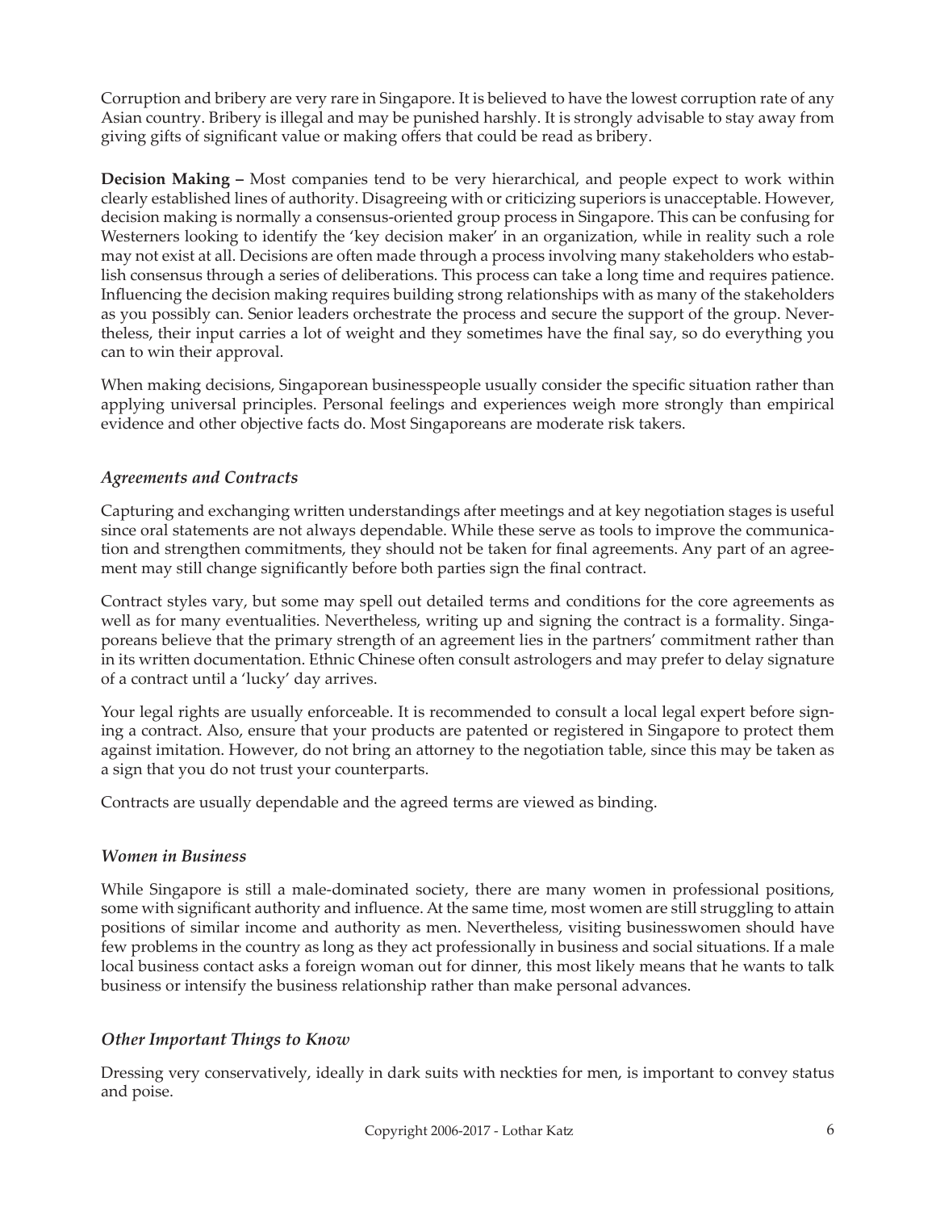Corruption and bribery are very rare in Singapore. It is believed to have the lowest corruption rate of any Asian country. Bribery is illegal and may be punished harshly. It is strongly advisable to stay away from giving gifts of significant value or making offers that could be read as bribery.

**Decision Making –** Most companies tend to be very hierarchical, and people expect to work within clearly established lines of authority. Disagreeing with or criticizing superiors is unacceptable. However, decision making is normally a consensus-oriented group process in Singapore. This can be confusing for Westerners looking to identify the 'key decision maker' in an organization, while in reality such a role may not exist at all. Decisions are often made through a process involving many stakeholders who establish consensus through a series of deliberations. This process can take a long time and requires patience. Influencing the decision making requires building strong relationships with as many of the stakeholders as you possibly can. Senior leaders orchestrate the process and secure the support of the group. Nevertheless, their input carries a lot of weight and they sometimes have the final say, so do everything you can to win their approval.

When making decisions, Singaporean businesspeople usually consider the specific situation rather than applying universal principles. Personal feelings and experiences weigh more strongly than empirical evidence and other objective facts do. Most Singaporeans are moderate risk takers.

### *Agreements and Contracts*

Capturing and exchanging written understandings after meetings and at key negotiation stages is useful since oral statements are not always dependable. While these serve as tools to improve the communication and strengthen commitments, they should not be taken for final agreements. Any part of an agreement may still change significantly before both parties sign the final contract.

Contract styles vary, but some may spell out detailed terms and conditions for the core agreements as well as for many eventualities. Nevertheless, writing up and signing the contract is a formality. Singaporeans believe that the primary strength of an agreement lies in the partners' commitment rather than in its written documentation. Ethnic Chinese often consult astrologers and may prefer to delay signature of a contract until a 'lucky' day arrives.

Your legal rights are usually enforceable. It is recommended to consult a local legal expert before signing a contract. Also, ensure that your products are patented or registered in Singapore to protect them against imitation. However, do not bring an attorney to the negotiation table, since this may be taken as a sign that you do not trust your counterparts.

Contracts are usually dependable and the agreed terms are viewed as binding.

### *Women in Business*

While Singapore is still a male-dominated society, there are many women in professional positions, some with significant authority and influence. At the same time, most women are still struggling to attain positions of similar income and authority as men. Nevertheless, visiting businesswomen should have few problems in the country as long as they act professionally in business and social situations. If a male local business contact asks a foreign woman out for dinner, this most likely means that he wants to talk business or intensify the business relationship rather than make personal advances.

### *Other Important Things to Know*

Dressing very conservatively, ideally in dark suits with neckties for men, is important to convey status and poise.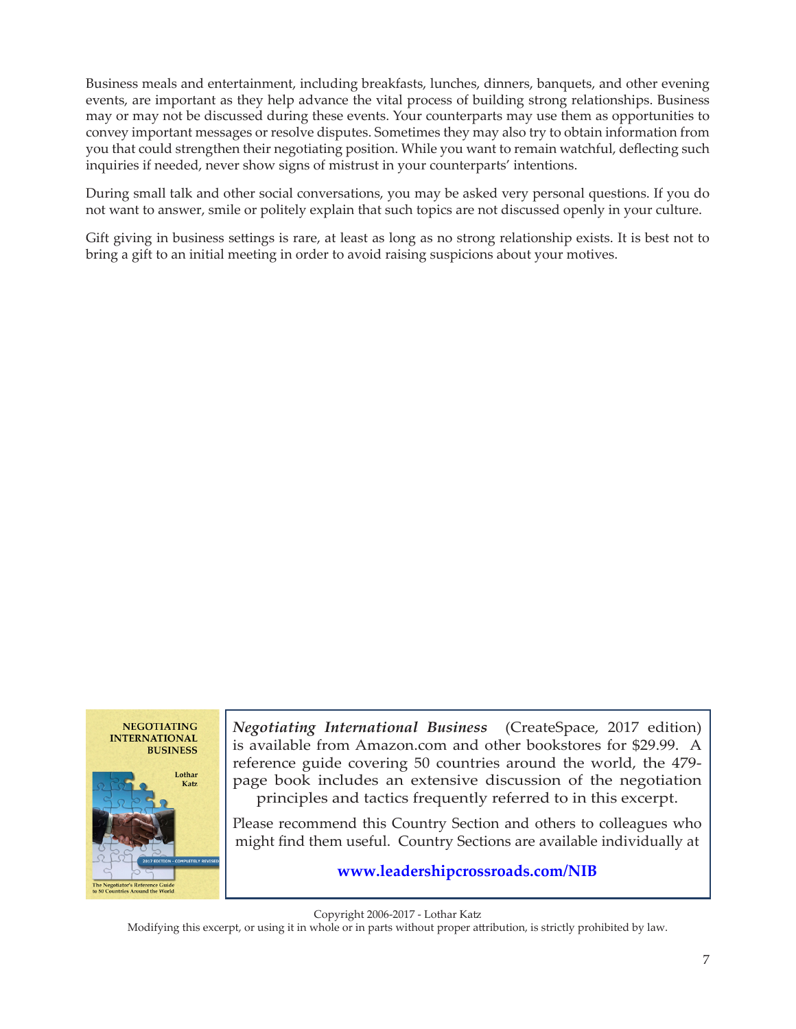Business meals and entertainment, including breakfasts, lunches, dinners, banquets, and other evening events, are important as they help advance the vital process of building strong relationships. Business may or may not be discussed during these events. Your counterparts may use them as opportunities to convey important messages or resolve disputes. Sometimes they may also try to obtain information from you that could strengthen their negotiating position. While you want to remain watchful, deflecting such inquiries if needed, never show signs of mistrust in your counterparts' intentions.

During small talk and other social conversations, you may be asked very personal questions. If you do not want to answer, smile or politely explain that such topics are not discussed openly in your culture.

Gift giving in business settings is rare, at least as long as no strong relationship exists. It is best not to bring a gift to an initial meeting in order to avoid raising suspicions about your motives.

NEGOTIATING INTERNATIONAL BUSINESS

Lothar Katz

2017 EDITION - COMPLETELY REVISED

The Negotiator's Reference Guide to 50 Countries Around the World

***Negotiating International Business*** (CreateSpace, 2017 edition) is available from Amazon.com and other bookstores for $29.99. A reference guide covering 50 countries around the world, the 479-page book includes an extensive discussion of the negotiation principles and tactics frequently referred to in this excerpt.

Please recommend this Country Section and others to colleagues who might find them useful. Country Sections are available individually at

**www.leadershipcrossroads.com/NIB**

Copyright 2006-2017 - Lothar Katz

Modifying this excerpt, or using it in whole or in parts without proper attribution, is strictly prohibited by law.